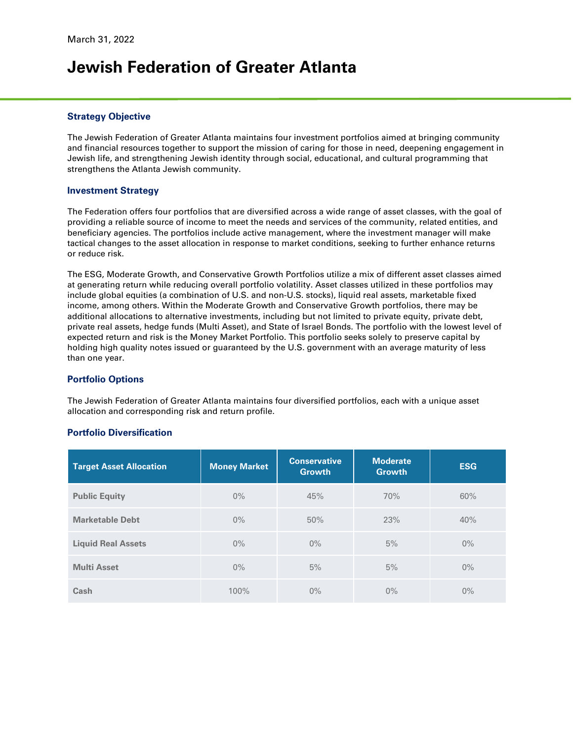March 31, 2022

# Jewish Federation of Greater Atlanta

### Strategy Objective

The Jewish Federation of Greater Atlanta maintains four investment portfolios aimed at bringing community and financial resources together to support the mission of caring for those in need, deepening engagement in Jewish life, and strengthening Jewish identity through social, educational, and cultural programming that strengthens the Atlanta Jewish community.

### Investment Strategy

The Federation offers four portfolios that are diversified across a wide range of asset classes, with the goal of providing a reliable source of income to meet the needs and services of the community, related entities, and beneficiary agencies. The portfolios include active management, where the investment manager will make tactical changes to the asset allocation in response to market conditions, seeking to further enhance returns or reduce risk.

The ESG, Moderate Growth, and Conservative Growth Portfolios utilize a mix of different asset classes aimed at generating return while reducing overall portfolio volatility. Asset classes utilized in these portfolios may include global equities (a combination of U.S. and non-U.S. stocks), liquid real assets, marketable fixed income, among others. Within the Moderate Growth and Conservative Growth portfolios, there may be additional allocations to alternative investments, including but not limited to private equity, private debt, private real assets, hedge funds (Multi Asset), and State of Israel Bonds. The portfolio with the lowest level of expected return and risk is the Money Market Portfolio. This portfolio seeks solely to preserve capital by holding high quality notes issued or guaranteed by the U.S. government with an average maturity of less than one year.

### Portfolio Options

The Jewish Federation of Greater Atlanta maintains four diversified portfolios, each with a unique asset allocation and corresponding risk and return profile.

### Portfolio Diversification

| Target Asset Allocation | Money Market | Conservative Growth | Moderate Growth | ESG |
|---|---|---|---|---|
| Public Equity | 0% | 45% | 70% | 60% |
| Marketable Debt | 0% | 50% | 23% | 40% |
| Liquid Real Assets | 0% | 0% | 5% | 0% |
| Multi Asset | 0% | 5% | 5% | 0% |
| Cash | 100% | 0% | 0% | 0% |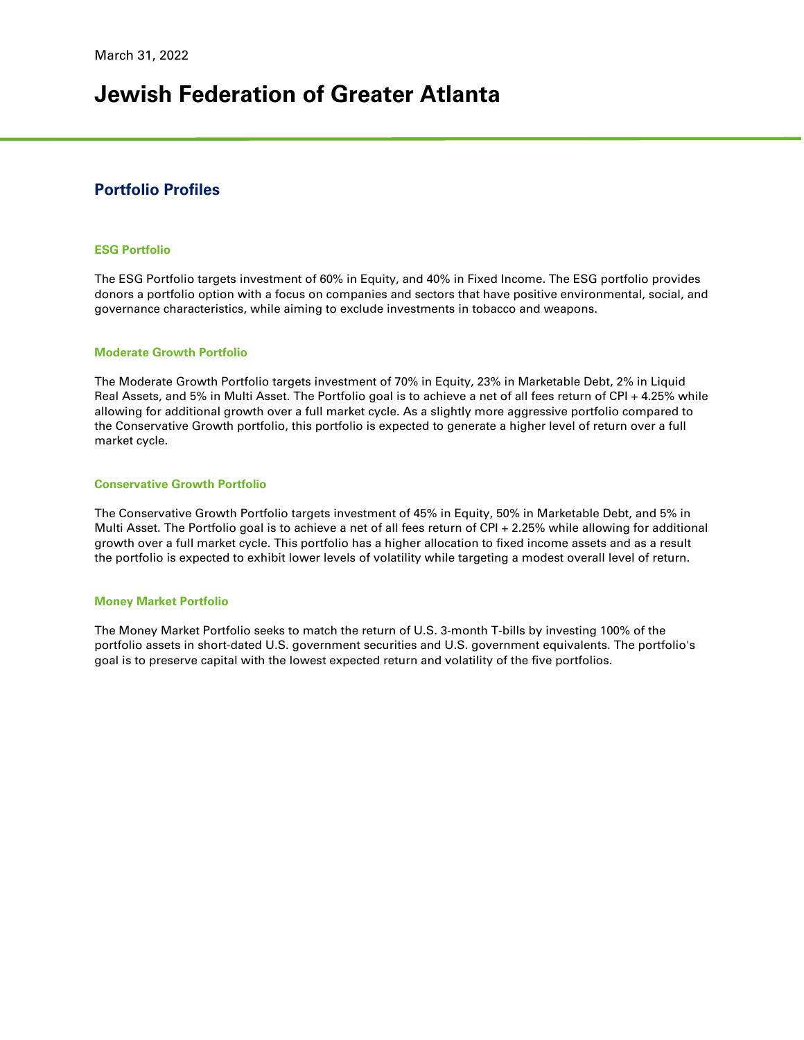March 31, 2022

# Jewish Federation of Greater Atlanta

## Portfolio Profiles

### ESG Portfolio

The ESG Portfolio targets investment of 60% in Equity, and 40% in Fixed Income. The ESG portfolio provides donors a portfolio option with a focus on companies and sectors that have positive environmental, social, and governance characteristics, while aiming to exclude investments in tobacco and weapons.

### Moderate Growth Portfolio

The Moderate Growth Portfolio targets investment of 70% in Equity, 23% in Marketable Debt, 2% in Liquid Real Assets, and 5% in Multi Asset. The Portfolio goal is to achieve a net of all fees return of CPI + 4.25% while allowing for additional growth over a full market cycle. As a slightly more aggressive portfolio compared to the Conservative Growth portfolio, this portfolio is expected to generate a higher level of return over a full market cycle.

### Conservative Growth Portfolio

The Conservative Growth Portfolio targets investment of 45% in Equity, 50% in Marketable Debt, and 5% in Multi Asset. The Portfolio goal is to achieve a net of all fees return of CPI + 2.25% while allowing for additional growth over a full market cycle. This portfolio has a higher allocation to fixed income assets and as a result the portfolio is expected to exhibit lower levels of volatility while targeting a modest overall level of return.

### Money Market Portfolio

The Money Market Portfolio seeks to match the return of U.S. 3-month T-bills by investing 100% of the portfolio assets in short-dated U.S. government securities and U.S. government equivalents. The portfolio's goal is to preserve capital with the lowest expected return and volatility of the five portfolios.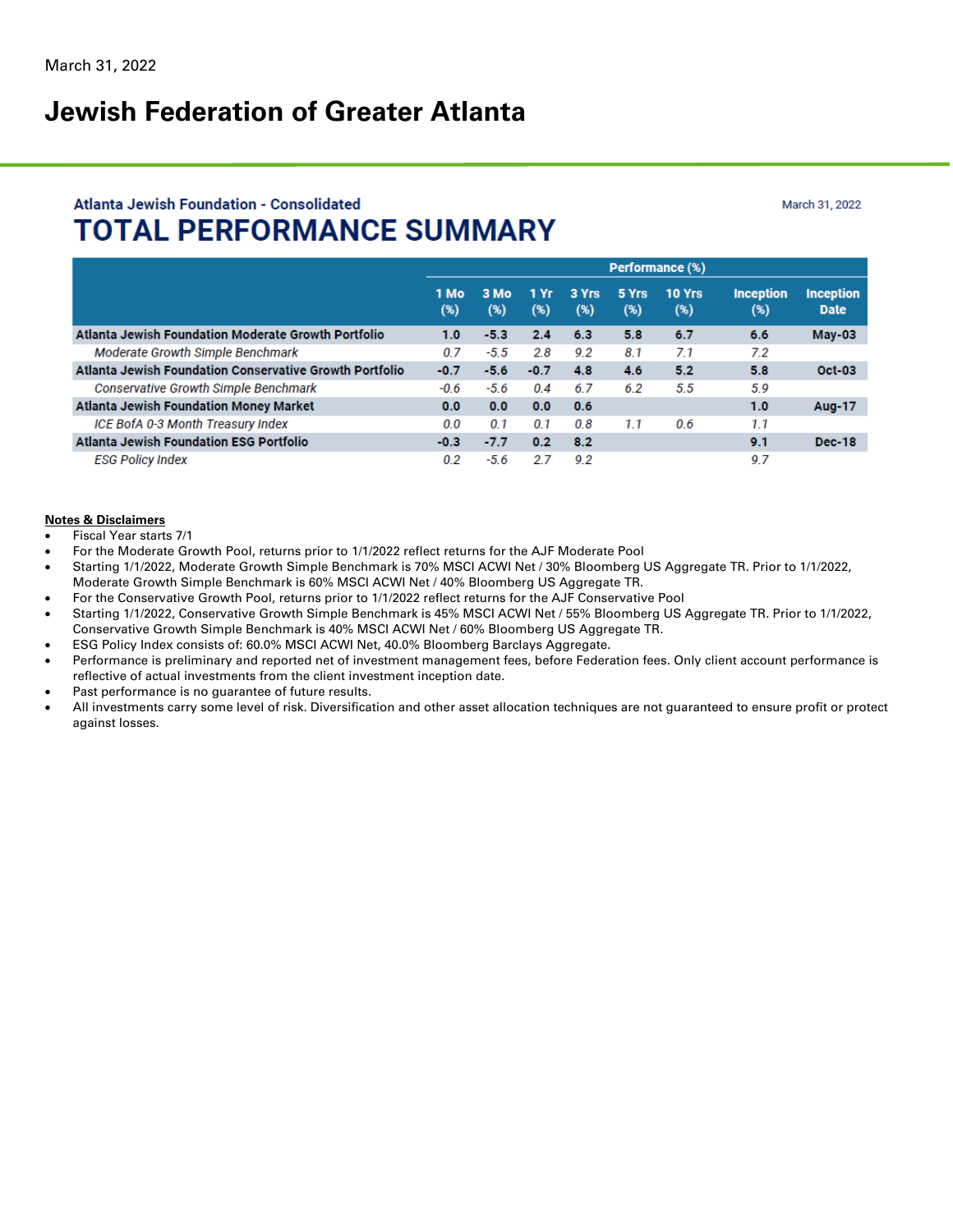March 31, 2022

# Jewish Federation of Greater Atlanta

## Atlanta Jewish Foundation - Consolidated

March 31, 2022

# TOTAL PERFORMANCE SUMMARY

| | Performance (%) | | | | | | | |
|---|---|---|---|---|---|---|---|---|
| | 1 Mo (%) | 3 Mo (%) | 1 Yr (%) | 3 Yrs (%) | 5 Yrs (%) | 10 Yrs (%) | Inception (%) | Inception Date |
| **Atlanta Jewish Foundation Moderate Growth Portfolio** | **1.0** | **-5.3** | **2.4** | **6.3** | **5.8** | **6.7** | **6.6** | **May-03** |
| *Moderate Growth Simple Benchmark* | *0.7* | *-5.5* | *2.8* | *9.2* | *8.1* | *7.1* | *7.2* | |
| **Atlanta Jewish Foundation Conservative Growth Portfolio** | **-0.7** | **-5.6** | **-0.7** | **4.8** | **4.6** | **5.2** | **5.8** | **Oct-03** |
| *Conservative Growth Simple Benchmark* | *-0.6* | *-5.6* | *0.4* | *6.7* | *6.2* | *5.5* | *5.9* | |
| **Atlanta Jewish Foundation Money Market** | **0.0** | **0.0** | **0.0** | **0.6** | | | **1.0** | **Aug-17** |
| *ICE BofA 0-3 Month Treasury Index* | *0.0* | *0.1* | *0.1* | *0.8* | *1.1* | *0.6* | *1.1* | |
| **Atlanta Jewish Foundation ESG Portfolio** | **-0.3** | **-7.7** | **0.2** | **8.2** | | | **9.1** | **Dec-18** |
| *ESG Policy Index* | *0.2* | *-5.6* | *2.7* | *9.2* | | | *9.7* | |

**Notes & Disclaimers**

- Fiscal Year starts 7/1
- For the Moderate Growth Pool, returns prior to 1/1/2022 reflect returns for the AJF Moderate Pool
- Starting 1/1/2022, Moderate Growth Simple Benchmark is 70% MSCI ACWI Net / 30% Bloomberg US Aggregate TR. Prior to 1/1/2022, Moderate Growth Simple Benchmark is 60% MSCI ACWI Net / 40% Bloomberg US Aggregate TR.
- For the Conservative Growth Pool, returns prior to 1/1/2022 reflect returns for the AJF Conservative Pool
- Starting 1/1/2022, Conservative Growth Simple Benchmark is 45% MSCI ACWI Net / 55% Bloomberg US Aggregate TR. Prior to 1/1/2022, Conservative Growth Simple Benchmark is 40% MSCI ACWI Net / 60% Bloomberg US Aggregate TR.
- ESG Policy Index consists of: 60.0% MSCI ACWI Net, 40.0% Bloomberg Barclays Aggregate.
- Performance is preliminary and reported net of investment management fees, before Federation fees. Only client account performance is reflective of actual investments from the client investment inception date.
- Past performance is no guarantee of future results.
- All investments carry some level of risk. Diversification and other asset allocation techniques are not guaranteed to ensure profit or protect against losses.